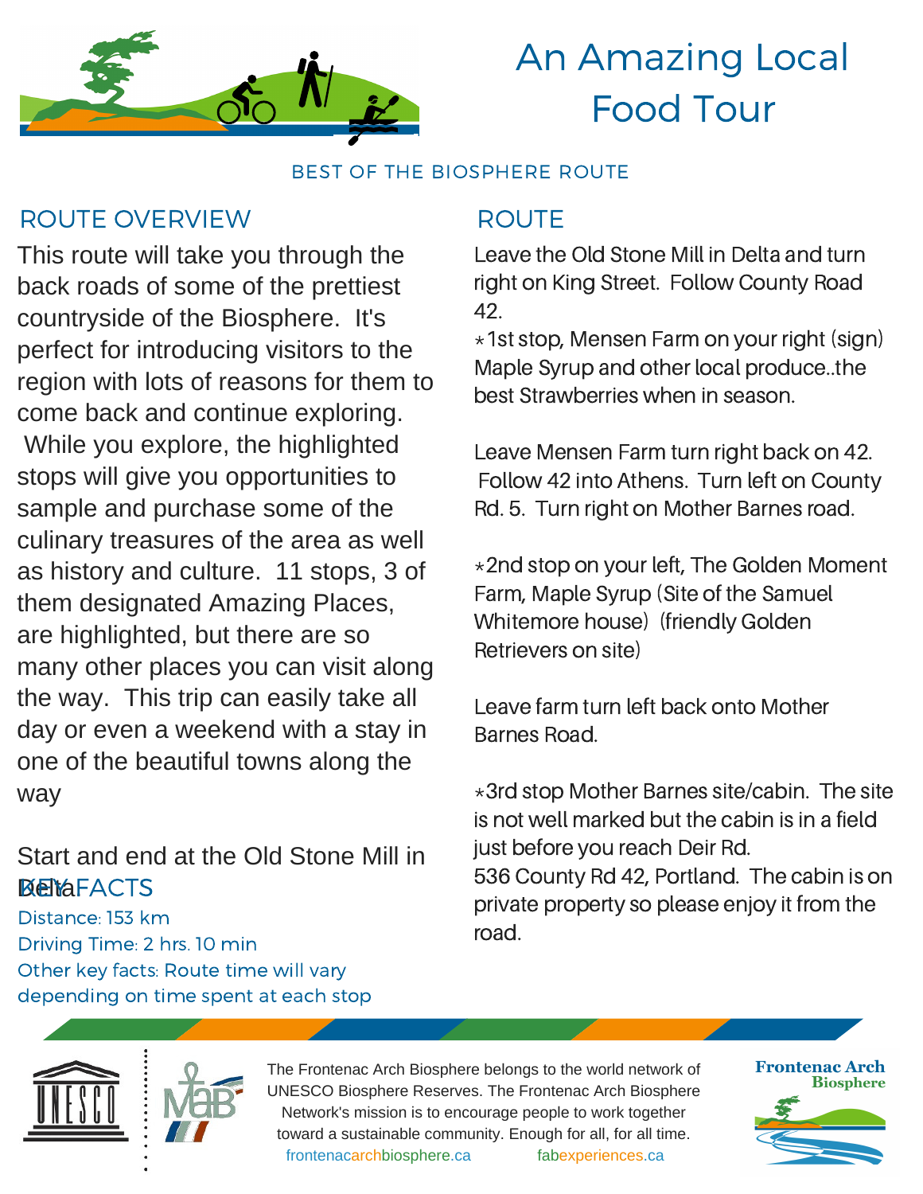# An Amazing Local Food Tour

BEST OF THE BIOSPHERE ROUTE

## ROUTE OVERVIEW

This route will take you through the back roads of some of the prettiest countryside of the Biosphere. It's perfect for introducing visitors to the region with lots of reasons for them to come back and continue exploring. While you explore, the highlighted stops will give you opportunities to sample and purchase some of the culinary treasures of the area as well as history and culture. 11 stops, 3 of them designated Amazing Places, are highlighted, but there are so many other places you can visit along the way. This trip can easily take all day or even a weekend with a stay in one of the beautiful towns along the way

Start and end at the Old Stone Mill in Delta

## KEY FACTS

Distance: 153 km

Driving Time: 2 hrs. 10 min

Other key facts: Route time will vary depending on time spent at each stop

## ROUTE

Leave the Old Stone Mill in Delta and turn right on King Street. Follow County Road 42.

*1st stop, Mensen Farm on your right (sign) Maple Syrup and other local produce..the best Strawberries when in season.

Leave Mensen Farm turn right back on 42. Follow 42 into Athens. Turn left on County Rd. 5. Turn right on Mother Barnes road.

*2nd stop on your left, The Golden Moment Farm, Maple Syrup (Site of the Samuel Whitemore house) (friendly Golden Retrievers on site)

Leave farm turn left back onto Mother Barnes Road.

*3rd stop Mother Barnes site/cabin. The site is not well marked but the cabin is in a field just before you reach Deir Rd.
536 County Rd 42, Portland. The cabin is on private property so please enjoy it from the road.

The Frontenac Arch Biosphere belongs to the world network of UNESCO Biosphere Reserves. The Frontenac Arch Biosphere Network's mission is to encourage people to work together toward a sustainable community. Enough for all, for all time.

frontenacarchbiosphere.ca fabexperiences.ca

Frontenac Arch Biosphere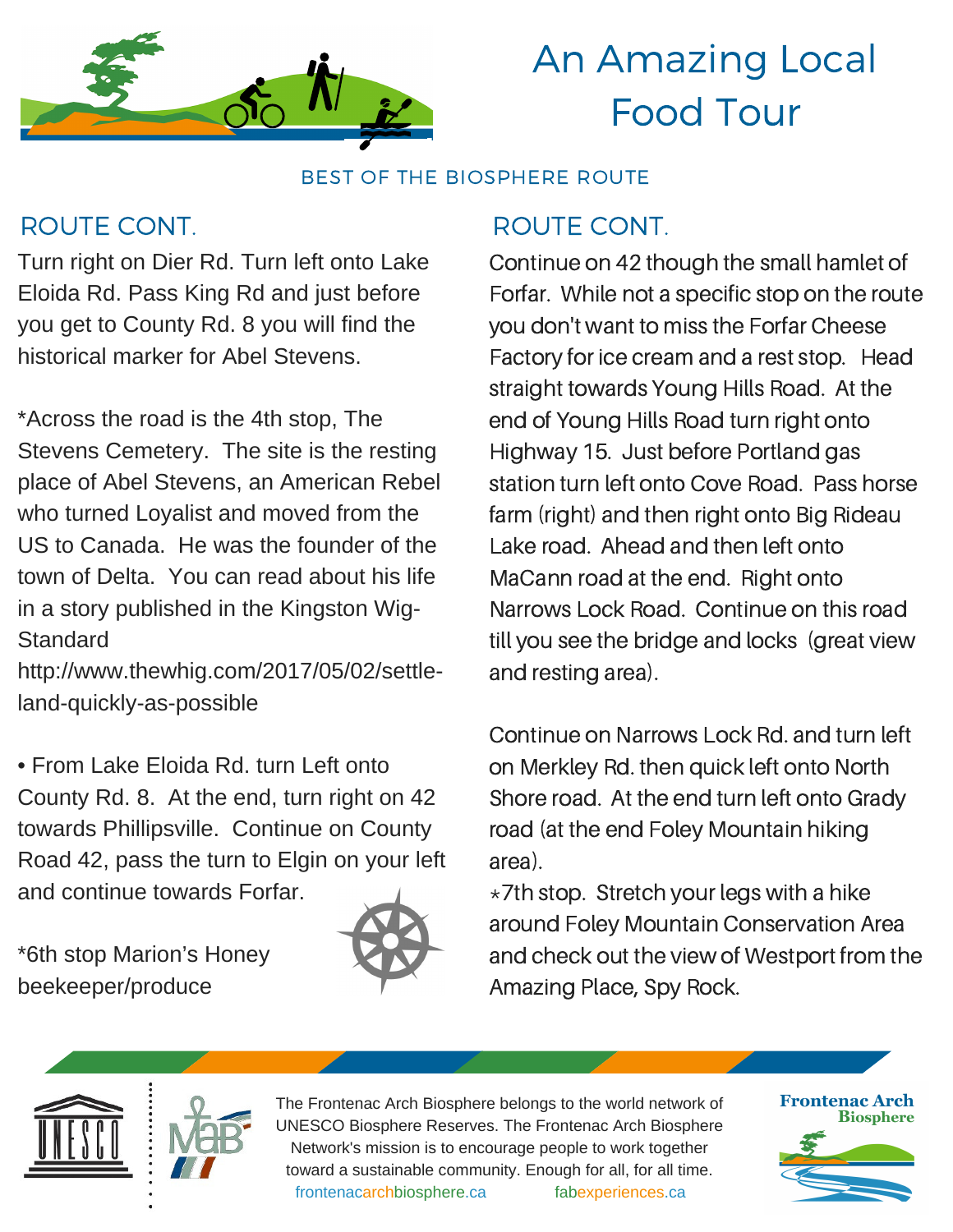# An Amazing Local Food Tour

BEST OF THE BIOSPHERE ROUTE

## ROUTE CONT.

Turn right on Dier Rd. Turn left onto Lake Eloida Rd. Pass King Rd and just before you get to County Rd. 8 you will find the historical marker for Abel Stevens.

*Across the road is the 4th stop, The Stevens Cemetery. The site is the resting place of Abel Stevens, an American Rebel who turned Loyalist and moved from the US to Canada. He was the founder of the town of Delta. You can read about his life in a story published in the Kingston Wig-Standard http://www.thewhig.com/2017/05/02/settle-land-quickly-as-possible

• From Lake Eloida Rd. turn Left onto County Rd. 8. At the end, turn right on 42 towards Phillipsville. Continue on County Road 42, pass the turn to Elgin on your left and continue towards Forfar.

*6th stop Marion's Honey beekeeper/produce

## ROUTE CONT.

Continue on 42 though the small hamlet of Forfar. While not a specific stop on the route you don't want to miss the Forfar Cheese Factory for ice cream and a rest stop. Head straight towards Young Hills Road. At the end of Young Hills Road turn right onto Highway 15. Just before Portland gas station turn left onto Cove Road. Pass horse farm (right) and then right onto Big Rideau Lake road. Ahead and then left onto MaCann road at the end. Right onto Narrows Lock Road. Continue on this road till you see the bridge and locks (great view and resting area).

Continue on Narrows Lock Rd. and turn left on Merkley Rd. then quick left onto North Shore road. At the end turn left onto Grady road (at the end Foley Mountain hiking area).

*7th stop. Stretch your legs with a hike around Foley Mountain Conservation Area and check out the view of Westport from the Amazing Place, Spy Rock.

The Frontenac Arch Biosphere belongs to the world network of UNESCO Biosphere Reserves. The Frontenac Arch Biosphere Network's mission is to encourage people to work together toward a sustainable community. Enough for all, for all time.

frontenacarchbiosphere.ca fabexperiences.ca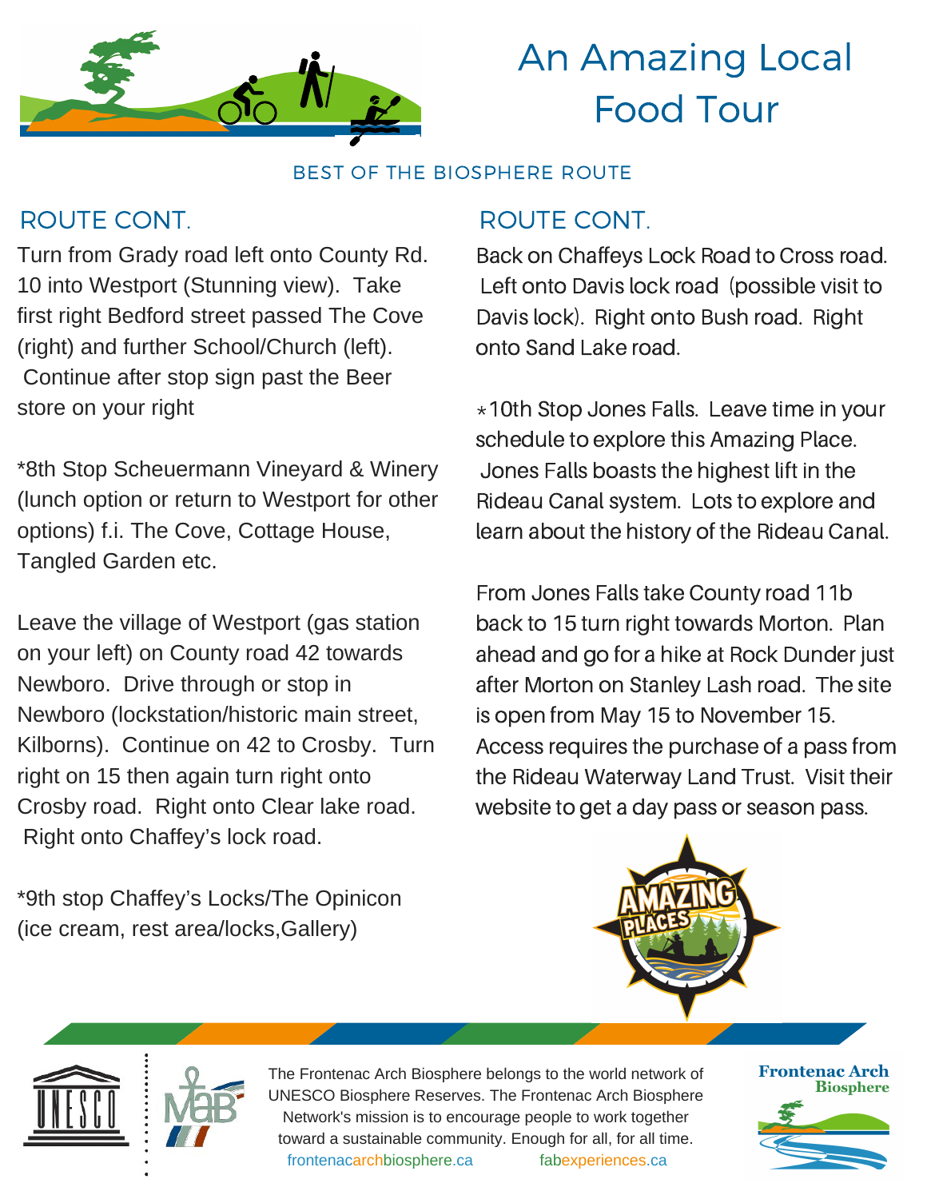# An Amazing Local Food Tour

BEST OF THE BIOSPHERE ROUTE

## ROUTE CONT.

Turn from Grady road left onto County Rd. 10 into Westport (Stunning view). Take first right Bedford street passed The Cove (right) and further School/Church (left). Continue after stop sign past the Beer store on your right

*8th Stop Scheuermann Vineyard & Winery (lunch option or return to Westport for other options) f.i. The Cove, Cottage House, Tangled Garden etc.

Leave the village of Westport (gas station on your left) on County road 42 towards Newboro. Drive through or stop in Newboro (lockstation/historic main street, Kilborns). Continue on 42 to Crosby. Turn right on 15 then again turn right onto Crosby road. Right onto Clear lake road. Right onto Chaffey's lock road.

*9th stop Chaffey's Locks/The Opinicon (ice cream, rest area/locks,Gallery)

## ROUTE CONT.

Back on Chaffeys Lock Road to Cross road. Left onto Davis lock road (possible visit to Davis lock). Right onto Bush road. Right onto Sand Lake road.

*10th Stop Jones Falls. Leave time in your schedule to explore this Amazing Place. Jones Falls boasts the highest lift in the Rideau Canal system. Lots to explore and learn about the history of the Rideau Canal.

From Jones Falls take County road 11b back to 15 turn right towards Morton. Plan ahead and go for a hike at Rock Dunder just after Morton on Stanley Lash road. The site is open from May 15 to November 15. Access requires the purchase of a pass from the Rideau Waterway Land Trust. Visit their website to get a day pass or season pass.

AMAZING PLACES

The Frontenac Arch Biosphere belongs to the world network of UNESCO Biosphere Reserves. The Frontenac Arch Biosphere Network's mission is to encourage people to work together toward a sustainable community. Enough for all, for all time.

frontenacarchbiosphere.ca fabexperiences.ca

Frontenac Arch Biosphere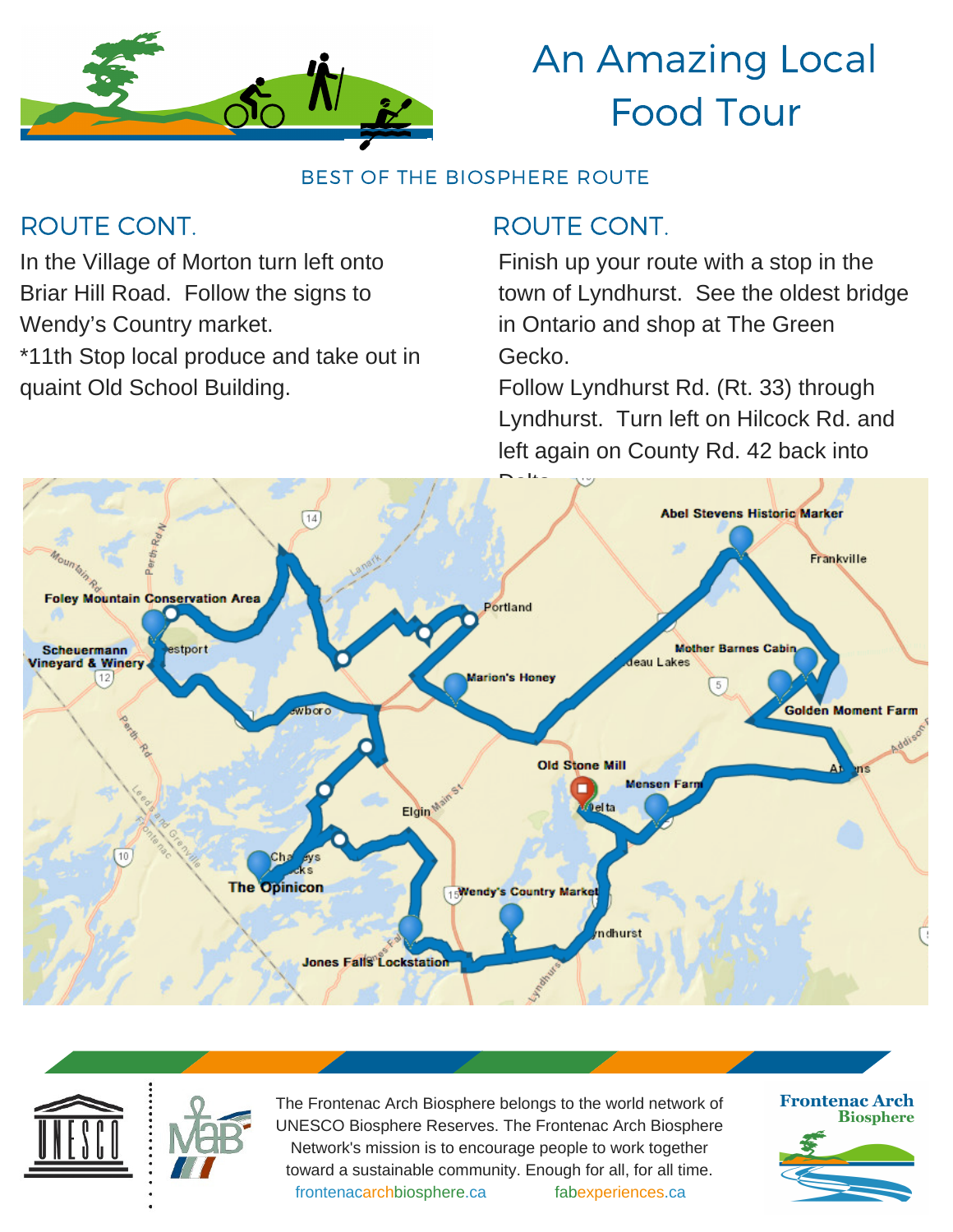# An Amazing Local Food Tour

BEST OF THE BIOSPHERE ROUTE

## ROUTE CONT.

In the Village of Morton turn left onto Briar Hill Road. Follow the signs to Wendy's Country market.
*11th Stop local produce and take out in quaint Old School Building.

## ROUTE CONT.

Finish up your route with a stop in the town of Lyndhurst. See the oldest bridge in Ontario and shop at The Green Gecko.
Follow Lyndhurst Rd. (Rt. 33) through Lyndhurst. Turn left on Hilcock Rd. and left again on County Rd. 42 back into Delta.

Abel Stevens Historic Marker
Frankville
Foley Mountain Conservation Area
Portland
Scheuermann Vineyard & Winery
Westport
Mother Barnes Cabin
Rideau Lakes
Marion's Honey
Golden Moment Farm
Newboro
Athens
Old Stone Mill
Mensen Farm
Delta
Elgin
Chaffeys Locks
The Opinicon
Wendy's Country Market
Lyndhurst
Jones Falls Lockstation

The Frontenac Arch Biosphere belongs to the world network of UNESCO Biosphere Reserves. The Frontenac Arch Biosphere Network's mission is to encourage people to work together toward a sustainable community. Enough for all, for all time.
frontenacarchbiosphere.ca fabexperiences.ca

Frontenac Arch Biosphere